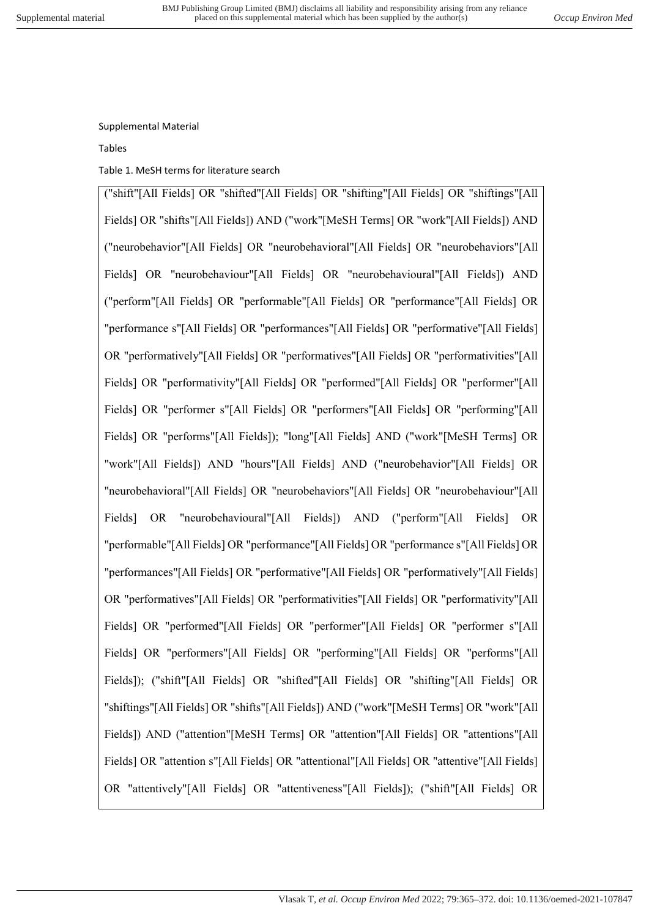Supplemental Material

Tables

Table 1. MeSH terms for literature search

("shift"[All Fields] OR "shifted"[All Fields] OR "shifting"[All Fields] OR "shiftings"[All Fields] OR "shifts"[All Fields]) AND ("work"[MeSH Terms] OR "work"[All Fields]) AND ("neurobehavior"[All Fields] OR "neurobehavioral"[All Fields] OR "neurobehaviors"[All Fields] OR "neurobehaviour"[All Fields] OR "neurobehavioural"[All Fields]) AND ("perform"[All Fields] OR "performable"[All Fields] OR "performance"[All Fields] OR "performance s"[All Fields] OR "performances"[All Fields] OR "performative"[All Fields] OR "performatively"[All Fields] OR "performatives"[All Fields] OR "performativities"[All Fields] OR "performativity"[All Fields] OR "performed"[All Fields] OR "performer"[All Fields] OR "performer s"[All Fields] OR "performers"[All Fields] OR "performing"[All Fields] OR "performs"[All Fields]); "long"[All Fields] AND ("work"[MeSH Terms] OR "work"[All Fields]) AND "hours"[All Fields] AND ("neurobehavior"[All Fields] OR "neurobehavioral"[All Fields] OR "neurobehaviors"[All Fields] OR "neurobehaviour"[All Fields] OR "neurobehavioural"[All Fields]) AND ("perform"[All Fields] OR "performable"[All Fields] OR "performance"[All Fields] OR "performance s"[All Fields] OR "performances"[All Fields] OR "performative"[All Fields] OR "performatively"[All Fields] OR "performatives"[All Fields] OR "performativities"[All Fields] OR "performativity"[All Fields] OR "performed"[All Fields] OR "performer"[All Fields] OR "performer s"[All Fields] OR "performers"[All Fields] OR "performing"[All Fields] OR "performs"[All Fields]); ("shift"[All Fields] OR "shifted"[All Fields] OR "shifting"[All Fields] OR "shiftings"[All Fields] OR "shifts"[All Fields]) AND ("work"[MeSH Terms] OR "work"[All Fields]) AND ("attention"[MeSH Terms] OR "attention"[All Fields] OR "attentions"[All Fields] OR "attention s"[All Fields] OR "attentional"[All Fields] OR "attentive"[All Fields] OR "attentively"[All Fields] OR "attentiveness"[All Fields]); ("shift"[All Fields] OR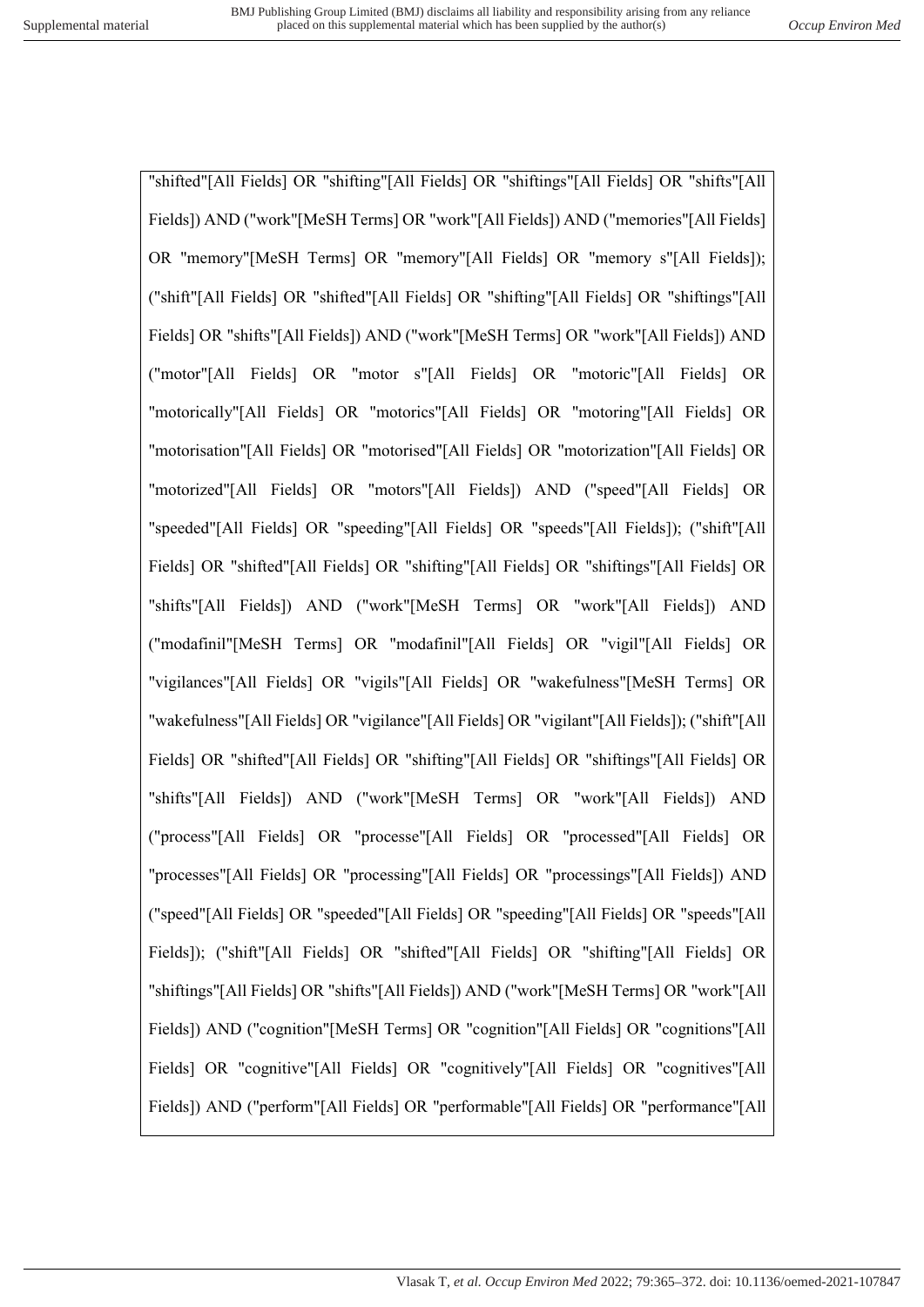"shifted"[All Fields] OR "shifting"[All Fields] OR "shiftings"[All Fields] OR "shifts"[All Fields]) AND ("work"[MeSH Terms] OR "work"[All Fields]) AND ("memories"[All Fields] OR "memory"[MeSH Terms] OR "memory"[All Fields] OR "memory s"[All Fields]); ("shift"[All Fields] OR "shifted"[All Fields] OR "shifting"[All Fields] OR "shiftings"[All Fields] OR "shifts"[All Fields]) AND ("work"[MeSH Terms] OR "work"[All Fields]) AND ("motor"[All Fields] OR "motor s"[All Fields] OR "motoric"[All Fields] OR "motorically"[All Fields] OR "motorics"[All Fields] OR "motoring"[All Fields] OR "motorisation"[All Fields] OR "motorised"[All Fields] OR "motorization"[All Fields] OR "motorized"[All Fields] OR "motors"[All Fields]) AND ("speed"[All Fields] OR "speeded"[All Fields] OR "speeding"[All Fields] OR "speeds"[All Fields]); ("shift"[All Fields] OR "shifted"[All Fields] OR "shifting"[All Fields] OR "shiftings"[All Fields] OR "shifts"[All Fields]) AND ("work"[MeSH Terms] OR "work"[All Fields]) AND ("modafinil"[MeSH Terms] OR "modafinil"[All Fields] OR "vigil"[All Fields] OR "vigilances"[All Fields] OR "vigils"[All Fields] OR "wakefulness"[MeSH Terms] OR "wakefulness"[All Fields] OR "vigilance"[All Fields] OR "vigilant"[All Fields]); ("shift"[All Fields] OR "shifted"[All Fields] OR "shifting"[All Fields] OR "shiftings"[All Fields] OR "shifts"[All Fields]) AND ("work"[MeSH Terms] OR "work"[All Fields]) AND ("process"[All Fields] OR "processe"[All Fields] OR "processed"[All Fields] OR "processes"[All Fields] OR "processing"[All Fields] OR "processings"[All Fields]) AND ("speed"[All Fields] OR "speeded"[All Fields] OR "speeding"[All Fields] OR "speeds"[All Fields]); ("shift"[All Fields] OR "shifted"[All Fields] OR "shifting"[All Fields] OR "shiftings"[All Fields] OR "shifts"[All Fields]) AND ("work"[MeSH Terms] OR "work"[All Fields]) AND ("cognition"[MeSH Terms] OR "cognition"[All Fields] OR "cognitions"[All Fields] OR "cognitive"[All Fields] OR "cognitively"[All Fields] OR "cognitives"[All Fields]) AND ("perform"[All Fields] OR "performable"[All Fields] OR "performance"[All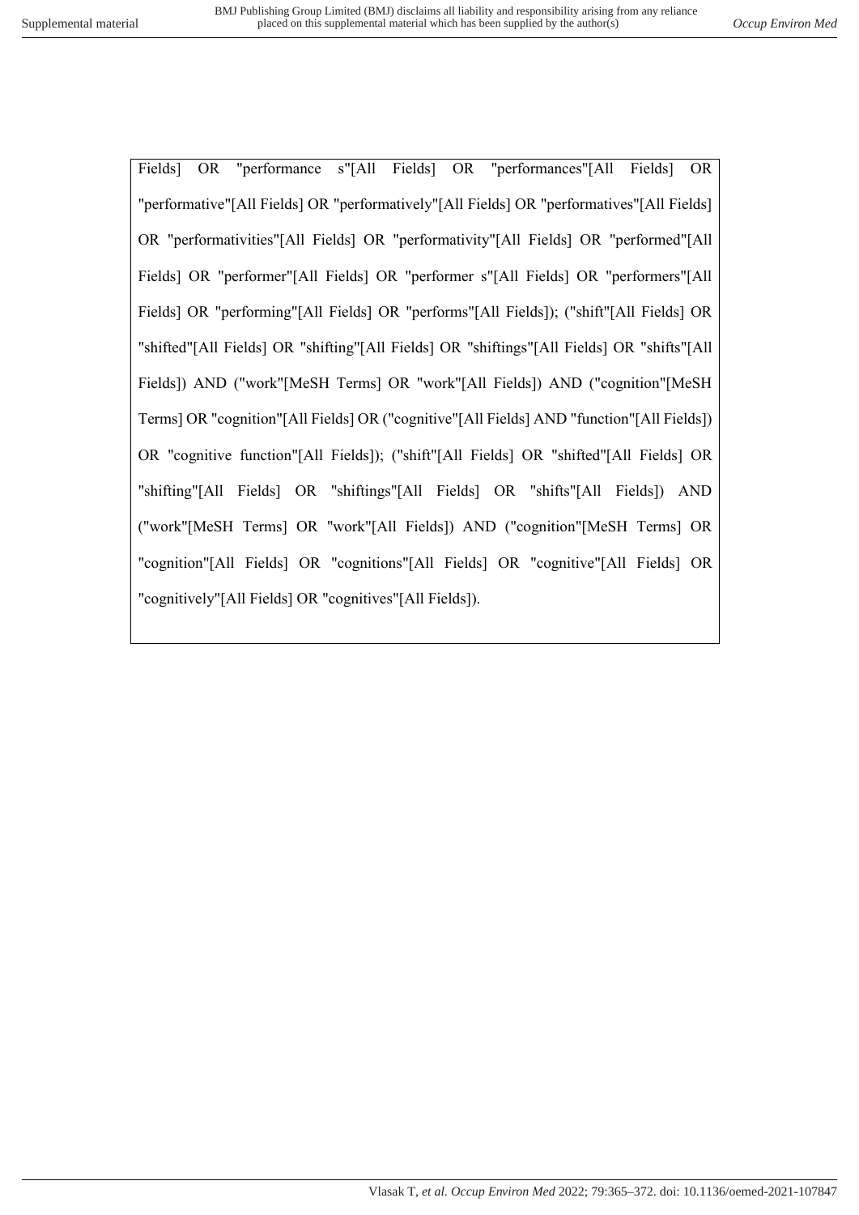Fields] OR "performance s"[All Fields] OR "performances"[All Fields] OR "performative"[All Fields] OR "performatively"[All Fields] OR "performatives"[All Fields] OR "performativities"[All Fields] OR "performativity"[All Fields] OR "performed"[All Fields] OR "performer"[All Fields] OR "performer s"[All Fields] OR "performers"[All Fields] OR "performing"[All Fields] OR "performs"[All Fields]); ("shift"[All Fields] OR "shifted"[All Fields] OR "shifting"[All Fields] OR "shiftings"[All Fields] OR "shifts"[All Fields]) AND ("work"[MeSH Terms] OR "work"[All Fields]) AND ("cognition"[MeSH Terms] OR "cognition"[All Fields] OR ("cognitive"[All Fields] AND "function"[All Fields]) OR "cognitive function"[All Fields]); ("shift"[All Fields] OR "shifted"[All Fields] OR "shifting"[All Fields] OR "shiftings"[All Fields] OR "shifts"[All Fields]) AND ("work"[MeSH Terms] OR "work"[All Fields]) AND ("cognition"[MeSH Terms] OR "cognition"[All Fields] OR "cognitions"[All Fields] OR "cognitive"[All Fields] OR "cognitively"[All Fields] OR "cognitives"[All Fields]).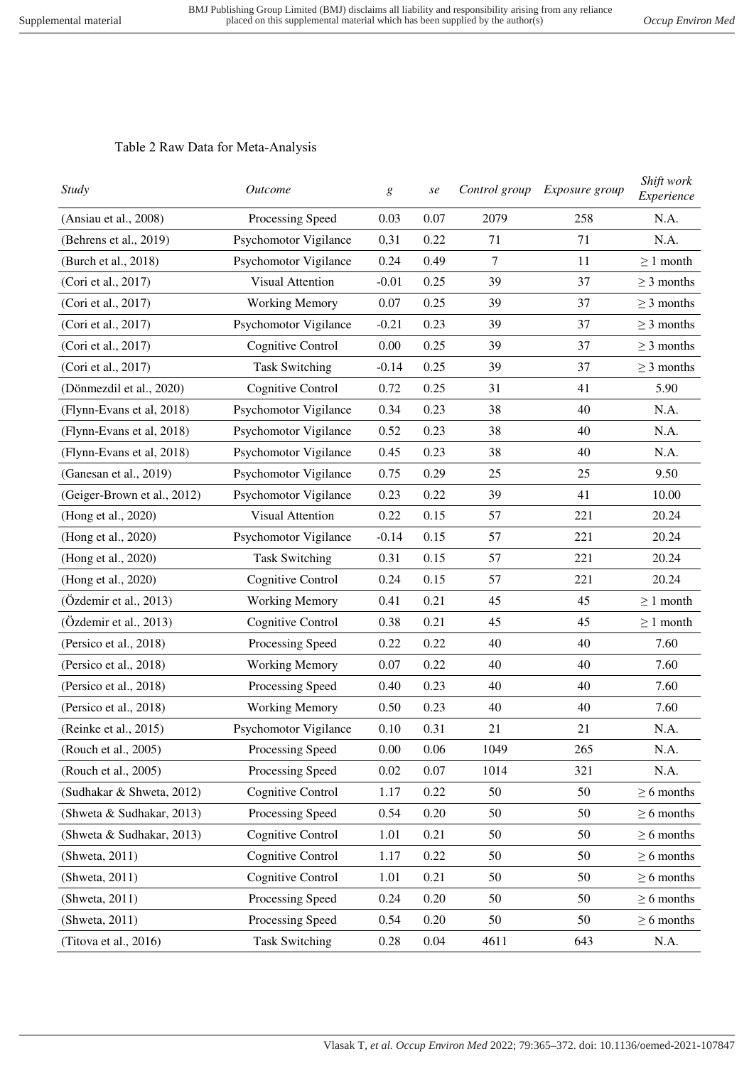Table 2 Raw Data for Meta-Analysis

| *Study* | *Outcome* | *g* | *se* | *Control group* | *Exposure group* | *Shift work Experience* |
|---|---|---|---|---|---|---|
| (Ansiau et al., 2008) | Processing Speed | 0.03 | 0.07 | 2079 | 258 | N.A. |
| (Behrens et al., 2019) | Psychomotor Vigilance | 0,31 | 0.22 | 71 | 71 | N.A. |
| (Burch et al., 2018) | Psychomotor Vigilance | 0.24 | 0.49 | 7 | 11 | ≥ 1 month |
| (Cori et al., 2017) | Visual Attention | -0.01 | 0.25 | 39 | 37 | ≥ 3 months |
| (Cori et al., 2017) | Working Memory | 0.07 | 0.25 | 39 | 37 | ≥ 3 months |
| (Cori et al., 2017) | Psychomotor Vigilance | -0.21 | 0.23 | 39 | 37 | ≥ 3 months |
| (Cori et al., 2017) | Cognitive Control | 0.00 | 0.25 | 39 | 37 | ≥ 3 months |
| (Cori et al., 2017) | Task Switching | -0.14 | 0.25 | 39 | 37 | ≥ 3 months |
| (Dönmezdil et al., 2020) | Cognitive Control | 0.72 | 0.25 | 31 | 41 | 5.90 |
| (Flynn-Evans et al, 2018) | Psychomotor Vigilance | 0.34 | 0.23 | 38 | 40 | N.A. |
| (Flynn-Evans et al, 2018) | Psychomotor Vigilance | 0.52 | 0.23 | 38 | 40 | N.A. |
| (Flynn-Evans et al, 2018) | Psychomotor Vigilance | 0.45 | 0.23 | 38 | 40 | N.A. |
| (Ganesan et al., 2019) | Psychomotor Vigilance | 0.75 | 0.29 | 25 | 25 | 9.50 |
| (Geiger-Brown et al., 2012) | Psychomotor Vigilance | 0.23 | 0.22 | 39 | 41 | 10.00 |
| (Hong et al., 2020) | Visual Attention | 0.22 | 0.15 | 57 | 221 | 20.24 |
| (Hong et al., 2020) | Psychomotor Vigilance | -0.14 | 0.15 | 57 | 221 | 20.24 |
| (Hong et al., 2020) | Task Switching | 0.31 | 0.15 | 57 | 221 | 20.24 |
| (Hong et al., 2020) | Cognitive Control | 0.24 | 0.15 | 57 | 221 | 20.24 |
| (Özdemir et al., 2013) | Working Memory | 0.41 | 0.21 | 45 | 45 | ≥ 1 month |
| (Özdemir et al., 2013) | Cognitive Control | 0.38 | 0.21 | 45 | 45 | ≥ 1 month |
| (Persico et al., 2018) | Processing Speed | 0.22 | 0.22 | 40 | 40 | 7.60 |
| (Persico et al., 2018) | Working Memory | 0.07 | 0.22 | 40 | 40 | 7.60 |
| (Persico et al., 2018) | Processing Speed | 0.40 | 0.23 | 40 | 40 | 7.60 |
| (Persico et al., 2018) | Working Memory | 0.50 | 0.23 | 40 | 40 | 7.60 |
| (Reinke et al., 2015) | Psychomotor Vigilance | 0.10 | 0.31 | 21 | 21 | N.A. |
| (Rouch et al., 2005) | Processing Speed | 0.00 | 0.06 | 1049 | 265 | N.A. |
| (Rouch et al., 2005) | Processing Speed | 0.02 | 0.07 | 1014 | 321 | N.A. |
| (Sudhakar & Shweta, 2012) | Cognitive Control | 1.17 | 0.22 | 50 | 50 | ≥ 6 months |
| (Shweta & Sudhakar, 2013) | Processing Speed | 0.54 | 0.20 | 50 | 50 | ≥ 6 months |
| (Shweta & Sudhakar, 2013) | Cognitive Control | 1.01 | 0.21 | 50 | 50 | ≥ 6 months |
| (Shweta, 2011) | Cognitive Control | 1.17 | 0.22 | 50 | 50 | ≥ 6 months |
| (Shweta, 2011) | Cognitive Control | 1.01 | 0.21 | 50 | 50 | ≥ 6 months |
| (Shweta, 2011) | Processing Speed | 0.24 | 0.20 | 50 | 50 | ≥ 6 months |
| (Shweta, 2011) | Processing Speed | 0.54 | 0.20 | 50 | 50 | ≥ 6 months |
| (Titova et al., 2016) | Task Switching | 0.28 | 0.04 | 4611 | 643 | N.A. |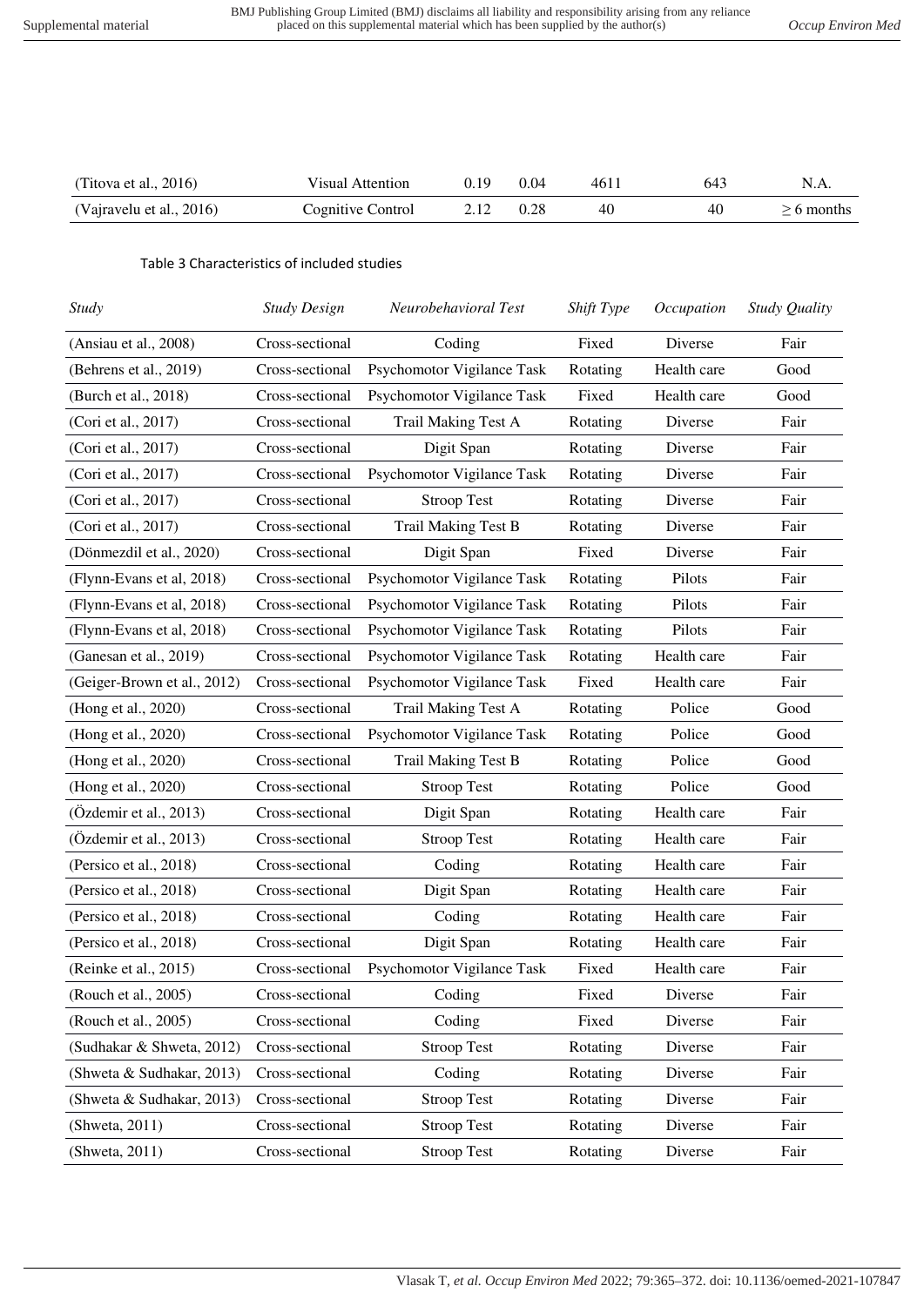| | | | | | | |
|---|---|---|---|---|---|---|
| (Titova et al., 2016) | Visual Attention | 0.19 | 0.04 | 4611 | 643 | N.A. |
| (Vajravelu et al., 2016) | Cognitive Control | 2.12 | 0.28 | 40 | 40 | ≥ 6 months |

Table 3 Characteristics of included studies

| *Study* | *Study Design* | *Neurobehavioral Test* | *Shift Type* | *Occupation* | *Study Quality* |
|---|---|---|---|---|---|
| (Ansiau et al., 2008) | Cross-sectional | Coding | Fixed | Diverse | Fair |
| (Behrens et al., 2019) | Cross-sectional | Psychomotor Vigilance Task | Rotating | Health care | Good |
| (Burch et al., 2018) | Cross-sectional | Psychomotor Vigilance Task | Fixed | Health care | Good |
| (Cori et al., 2017) | Cross-sectional | Trail Making Test A | Rotating | Diverse | Fair |
| (Cori et al., 2017) | Cross-sectional | Digit Span | Rotating | Diverse | Fair |
| (Cori et al., 2017) | Cross-sectional | Psychomotor Vigilance Task | Rotating | Diverse | Fair |
| (Cori et al., 2017) | Cross-sectional | Stroop Test | Rotating | Diverse | Fair |
| (Cori et al., 2017) | Cross-sectional | Trail Making Test B | Rotating | Diverse | Fair |
| (Dönmezdil et al., 2020) | Cross-sectional | Digit Span | Fixed | Diverse | Fair |
| (Flynn-Evans et al, 2018) | Cross-sectional | Psychomotor Vigilance Task | Rotating | Pilots | Fair |
| (Flynn-Evans et al, 2018) | Cross-sectional | Psychomotor Vigilance Task | Rotating | Pilots | Fair |
| (Flynn-Evans et al, 2018) | Cross-sectional | Psychomotor Vigilance Task | Rotating | Pilots | Fair |
| (Ganesan et al., 2019) | Cross-sectional | Psychomotor Vigilance Task | Rotating | Health care | Fair |
| (Geiger-Brown et al., 2012) | Cross-sectional | Psychomotor Vigilance Task | Fixed | Health care | Fair |
| (Hong et al., 2020) | Cross-sectional | Trail Making Test A | Rotating | Police | Good |
| (Hong et al., 2020) | Cross-sectional | Psychomotor Vigilance Task | Rotating | Police | Good |
| (Hong et al., 2020) | Cross-sectional | Trail Making Test B | Rotating | Police | Good |
| (Hong et al., 2020) | Cross-sectional | Stroop Test | Rotating | Police | Good |
| (Özdemir et al., 2013) | Cross-sectional | Digit Span | Rotating | Health care | Fair |
| (Özdemir et al., 2013) | Cross-sectional | Stroop Test | Rotating | Health care | Fair |
| (Persico et al., 2018) | Cross-sectional | Coding | Rotating | Health care | Fair |
| (Persico et al., 2018) | Cross-sectional | Digit Span | Rotating | Health care | Fair |
| (Persico et al., 2018) | Cross-sectional | Coding | Rotating | Health care | Fair |
| (Persico et al., 2018) | Cross-sectional | Digit Span | Rotating | Health care | Fair |
| (Reinke et al., 2015) | Cross-sectional | Psychomotor Vigilance Task | Fixed | Health care | Fair |
| (Rouch et al., 2005) | Cross-sectional | Coding | Fixed | Diverse | Fair |
| (Rouch et al., 2005) | Cross-sectional | Coding | Fixed | Diverse | Fair |
| (Sudhakar & Shweta, 2012) | Cross-sectional | Stroop Test | Rotating | Diverse | Fair |
| (Shweta & Sudhakar, 2013) | Cross-sectional | Coding | Rotating | Diverse | Fair |
| (Shweta & Sudhakar, 2013) | Cross-sectional | Stroop Test | Rotating | Diverse | Fair |
| (Shweta, 2011) | Cross-sectional | Stroop Test | Rotating | Diverse | Fair |
| (Shweta, 2011) | Cross-sectional | Stroop Test | Rotating | Diverse | Fair |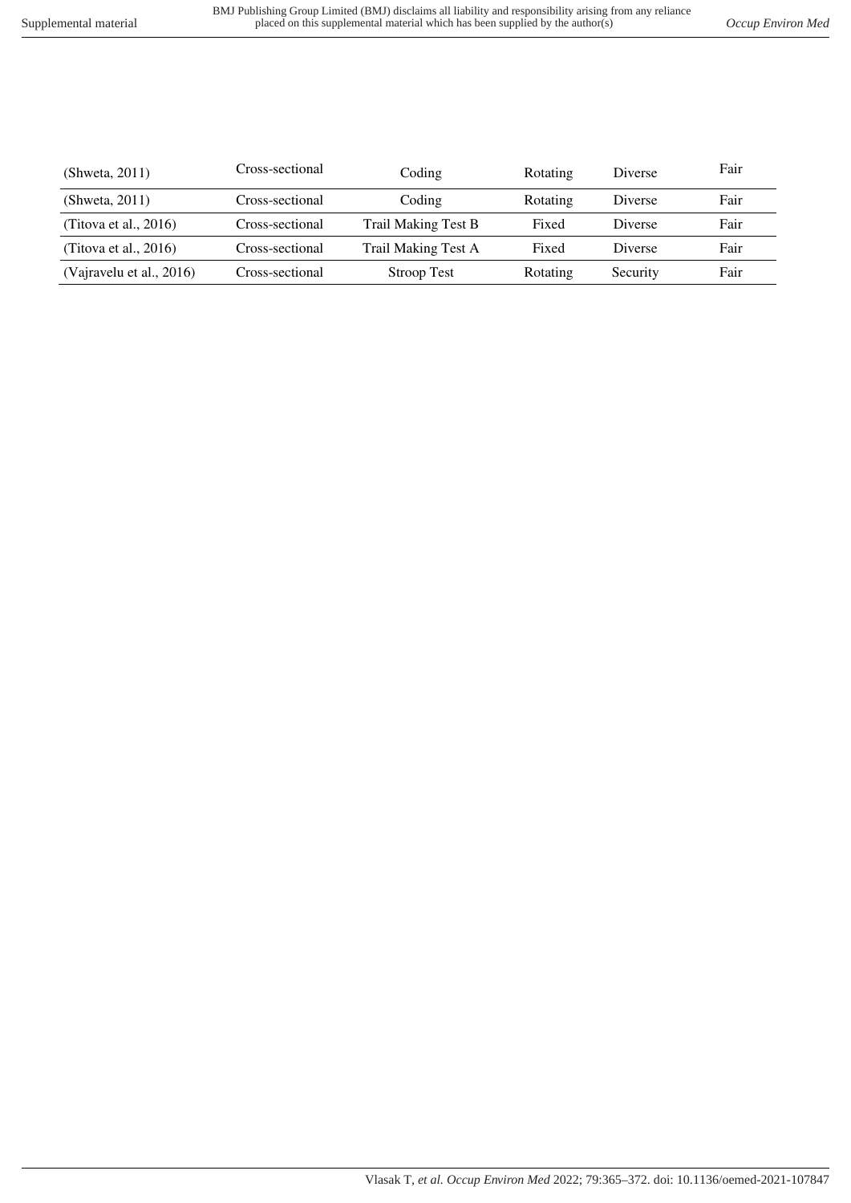| | | | | | |
|---|---|---|---|---|---|
| (Shweta, 2011) | Cross-sectional | Coding | Rotating | Diverse | Fair |
| (Shweta, 2011) | Cross-sectional | Coding | Rotating | Diverse | Fair |
| (Titova et al., 2016) | Cross-sectional | Trail Making Test B | Fixed | Diverse | Fair |
| (Titova et al., 2016) | Cross-sectional | Trail Making Test A | Fixed | Diverse | Fair |
| (Vajravelu et al., 2016) | Cross-sectional | Stroop Test | Rotating | Security | Fair |